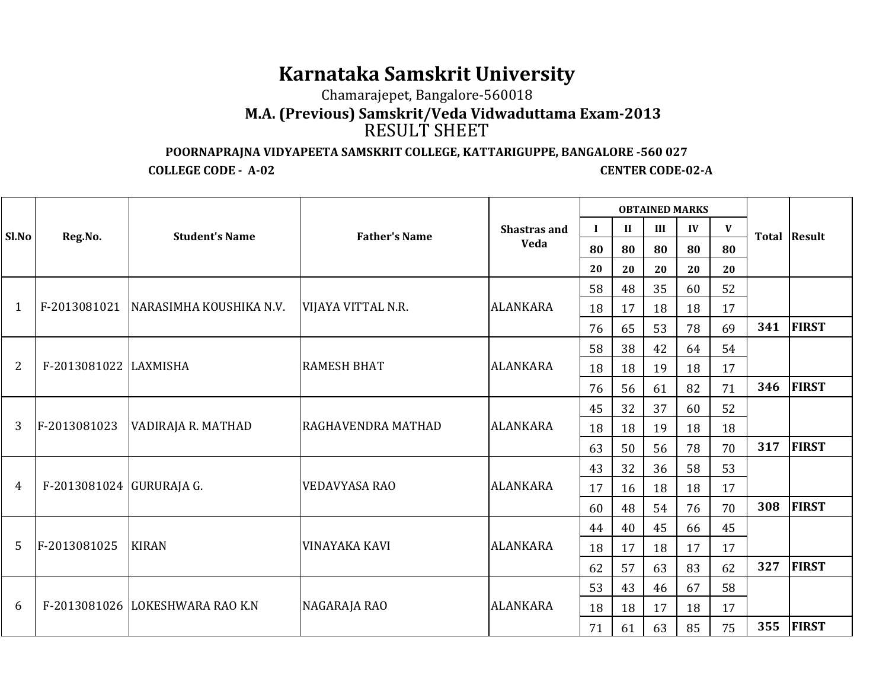# Karnataka Samskrit University

Chamarajepet, Bangalore-560018

## M.A. (Previous) Samskrit/Veda Vidwaduttama Exam-2013

RESULT SHEET

**POORNAPRAJNA VIDYAPEETA SAMSKRIT COLLEGE, KATTARIGUPPE, BANGALORE -560 027**

**COLLEGE CODE - A-02** **CENTER CODE-02-A**

| Sl.No | Reg.No. | Student's Name | Father's Name | Shastras and Veda | OBTAINED MARKS | | | | | Total | Result |
|---|---|---|---|---|---|---|---|---|---|---|---|
| | | | | | I | II | III | IV | V | | |
| | | | | | 80 | 80 | 80 | 80 | 80 | | |
| | | | | | 20 | 20 | 20 | 20 | 20 | | |
| 1 | F-2013081021 | NARASIMHA KOUSHIKA N.V. | VIJAYA VITTAL N.R. | ALANKARA | 58 | 48 | 35 | 60 | 52 | | |
| | | | | | 18 | 17 | 18 | 18 | 17 | | |
| | | | | | 76 | 65 | 53 | 78 | 69 | **341** | **FIRST** |
| 2 | F-2013081022 | LAXMISHA | RAMESH BHAT | ALANKARA | 58 | 38 | 42 | 64 | 54 | | |
| | | | | | 18 | 18 | 19 | 18 | 17 | | |
| | | | | | 76 | 56 | 61 | 82 | 71 | **346** | **FIRST** |
| 3 | F-2013081023 | VADIRAJA R. MATHAD | RAGHAVENDRA MATHAD | ALANKARA | 45 | 32 | 37 | 60 | 52 | | |
| | | | | | 18 | 18 | 19 | 18 | 18 | | |
| | | | | | 63 | 50 | 56 | 78 | 70 | **317** | **FIRST** |
| 4 | F-2013081024 | GURURAJA G. | VEDAVYASA RAO | ALANKARA | 43 | 32 | 36 | 58 | 53 | | |
| | | | | | 17 | 16 | 18 | 18 | 17 | | |
| | | | | | 60 | 48 | 54 | 76 | 70 | **308** | **FIRST** |
| 5 | F-2013081025 | KIRAN | VINAYAKA KAVI | ALANKARA | 44 | 40 | 45 | 66 | 45 | | |
| | | | | | 18 | 17 | 18 | 17 | 17 | | |
| | | | | | 62 | 57 | 63 | 83 | 62 | **327** | **FIRST** |
| 6 | F-2013081026 | LOKESHWARA RAO K.N | NAGARAJA RAO | ALANKARA | 53 | 43 | 46 | 67 | 58 | | |
| | | | | | 18 | 18 | 17 | 18 | 17 | | |
| | | | | | 71 | 61 | 63 | 85 | 75 | **355** | **FIRST** |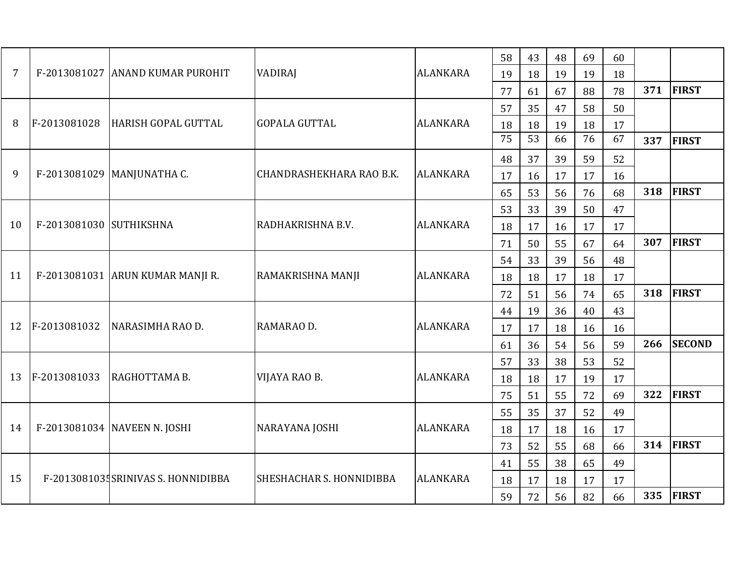| | | | | | | | | | | | |
|---|---|---|---|---|---|---|---|---|---|---|---|
| 7 | F-2013081027 | ANAND KUMAR PUROHIT | VADIRAJ | ALANKARA | 58 | 43 | 48 | 69 | 60 | | |
| | | | | | 19 | 18 | 19 | 19 | 18 | | |
| | | | | | 77 | 61 | 67 | 88 | 78 | **371** | **FIRST** |
| 8 | F-2013081028 | HARISH GOPAL GUTTAL | GOPALA GUTTAL | ALANKARA | 57 | 35 | 47 | 58 | 50 | | |
| | | | | | 18 | 18 | 19 | 18 | 17 | | |
| | | | | | 75 | 53 | 66 | 76 | 67 | **337** | **FIRST** |
| 9 | F-2013081029 | MANJUNATHA C. | CHANDRASHEKHARA RAO B.K. | ALANKARA | 48 | 37 | 39 | 59 | 52 | | |
| | | | | | 17 | 16 | 17 | 17 | 16 | | |
| | | | | | 65 | 53 | 56 | 76 | 68 | **318** | **FIRST** |
| 10 | F-2013081030 | SUTHIKSHNA | RADHAKRISHNA B.V. | ALANKARA | 53 | 33 | 39 | 50 | 47 | | |
| | | | | | 18 | 17 | 16 | 17 | 17 | | |
| | | | | | 71 | 50 | 55 | 67 | 64 | **307** | **FIRST** |
| 11 | F-2013081031 | ARUN KUMAR MANJI R. | RAMAKRISHNA MANJI | ALANKARA | 54 | 33 | 39 | 56 | 48 | | |
| | | | | | 18 | 18 | 17 | 18 | 17 | | |
| | | | | | 72 | 51 | 56 | 74 | 65 | **318** | **FIRST** |
| 12 | F-2013081032 | NARASIMHA RAO D. | RAMARAO D. | ALANKARA | 44 | 19 | 36 | 40 | 43 | | |
| | | | | | 17 | 17 | 18 | 16 | 16 | | |
| | | | | | 61 | 36 | 54 | 56 | 59 | **266** | **SECOND** |
| 13 | F-2013081033 | RAGHOTTAMA B. | VIJAYA RAO B. | ALANKARA | 57 | 33 | 38 | 53 | 52 | | |
| | | | | | 18 | 18 | 17 | 19 | 17 | | |
| | | | | | 75 | 51 | 55 | 72 | 69 | **322** | **FIRST** |
| 14 | F-2013081034 | NAVEEN N. JOSHI | NARAYANA JOSHI | ALANKARA | 55 | 35 | 37 | 52 | 49 | | |
| | | | | | 18 | 17 | 18 | 16 | 17 | | |
| | | | | | 73 | 52 | 55 | 68 | 66 | **314** | **FIRST** |
| 15 | F-2013081035 | SRINIVAS S. HONNIDIBBA | SHESHACHAR S. HONNIDIBBA | ALANKARA | 41 | 55 | 38 | 65 | 49 | | |
| | | | | | 18 | 17 | 18 | 17 | 17 | | |
| | | | | | 59 | 72 | 56 | 82 | 66 | **335** | **FIRST** |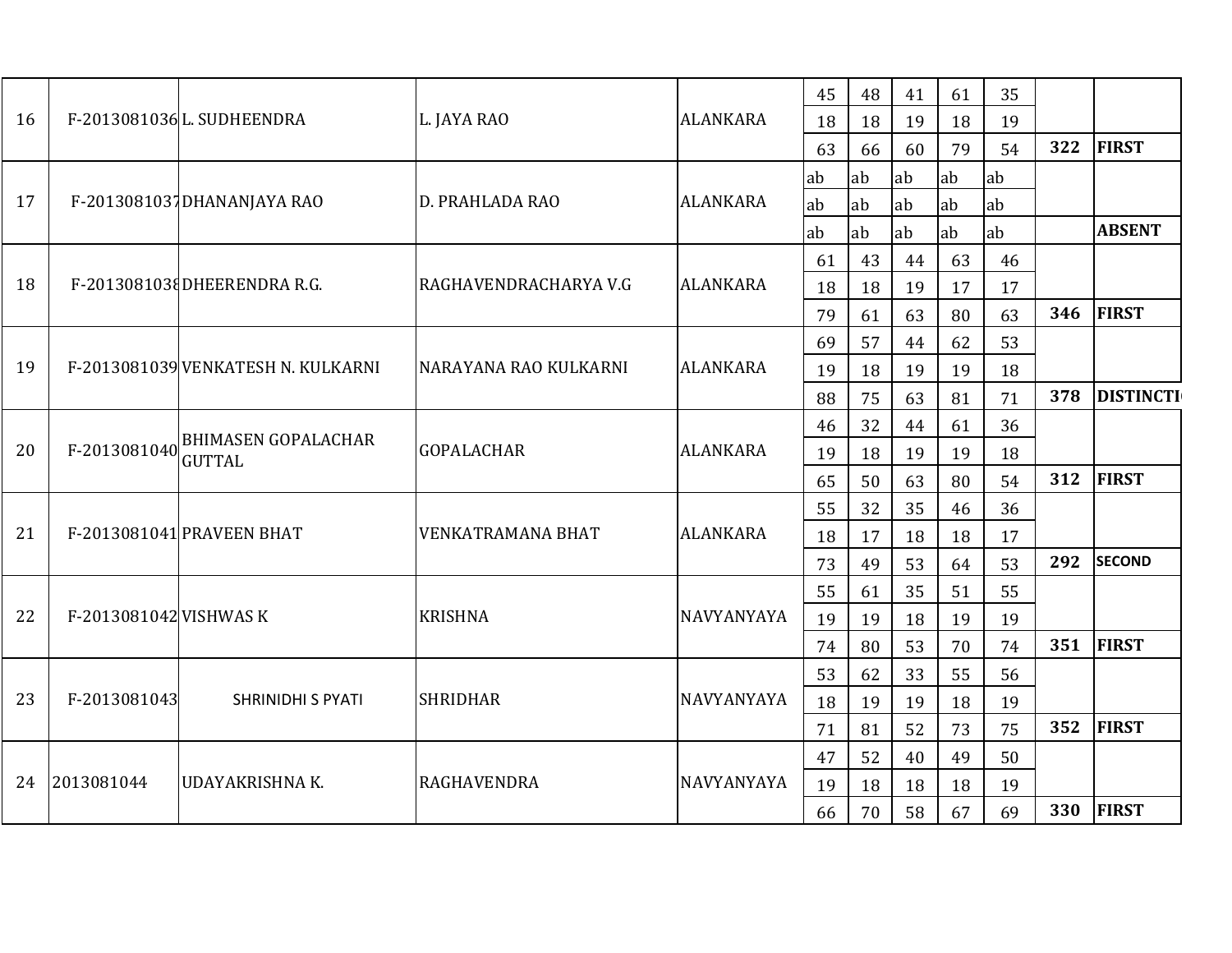| | | | | | | | | | | | |
|---|---|---|---|---|---|---|---|---|---|---|---|
| 16 | F-2013081036 | L. SUDHEENDRA | L. JAYA RAO | ALANKARA | 45 | 48 | 41 | 61 | 35 | | |
| | | | | | 18 | 18 | 19 | 18 | 19 | | |
| | | | | | 63 | 66 | 60 | 79 | 54 | **322** | **FIRST** |
| 17 | F-2013081037 | DHANANJAYA RAO | D. PRAHLADA RAO | ALANKARA | ab | ab | ab | ab | ab | | |
| | | | | | ab | ab | ab | ab | ab | | |
| | | | | | ab | ab | ab | ab | ab | | **ABSENT** |
| 18 | F-2013081038 | DHEERENDRA R.G. | RAGHAVENDRACHARYA V.G | ALANKARA | 61 | 43 | 44 | 63 | 46 | | |
| | | | | | 18 | 18 | 19 | 17 | 17 | | |
| | | | | | 79 | 61 | 63 | 80 | 63 | **346** | **FIRST** |
| 19 | F-2013081039 | VENKATESH N. KULKARNI | NARAYANA RAO KULKARNI | ALANKARA | 69 | 57 | 44 | 62 | 53 | | |
| | | | | | 19 | 18 | 19 | 19 | 18 | | |
| | | | | | 88 | 75 | 63 | 81 | 71 | **378** | **DISTINCTI** |
| 20 | F-2013081040 | BHIMASEN GOPALACHAR GUTTAL | GOPALACHAR | ALANKARA | 46 | 32 | 44 | 61 | 36 | | |
| | | | | | 19 | 18 | 19 | 19 | 18 | | |
| | | | | | 65 | 50 | 63 | 80 | 54 | **312** | **FIRST** |
| 21 | F-2013081041 | PRAVEEN BHAT | VENKATRAMANA BHAT | ALANKARA | 55 | 32 | 35 | 46 | 36 | | |
| | | | | | 18 | 17 | 18 | 18 | 17 | | |
| | | | | | 73 | 49 | 53 | 64 | 53 | **292** | **SECOND** |
| 22 | F-2013081042 | VISHWAS K | KRISHNA | NAVYANYAYA | 55 | 61 | 35 | 51 | 55 | | |
| | | | | | 19 | 19 | 18 | 19 | 19 | | |
| | | | | | 74 | 80 | 53 | 70 | 74 | **351** | **FIRST** |
| 23 | F-2013081043 | SHRINIDHI S PYATI | SHRIDHAR | NAVYANYAYA | 53 | 62 | 33 | 55 | 56 | | |
| | | | | | 18 | 19 | 19 | 18 | 19 | | |
| | | | | | 71 | 81 | 52 | 73 | 75 | **352** | **FIRST** |
| 24 | 2013081044 | UDAYAKRISHNA K. | RAGHAVENDRA | NAVYANYAYA | 47 | 52 | 40 | 49 | 50 | | |
| | | | | | 19 | 18 | 18 | 18 | 19 | | |
| | | | | | 66 | 70 | 58 | 67 | 69 | **330** | **FIRST** |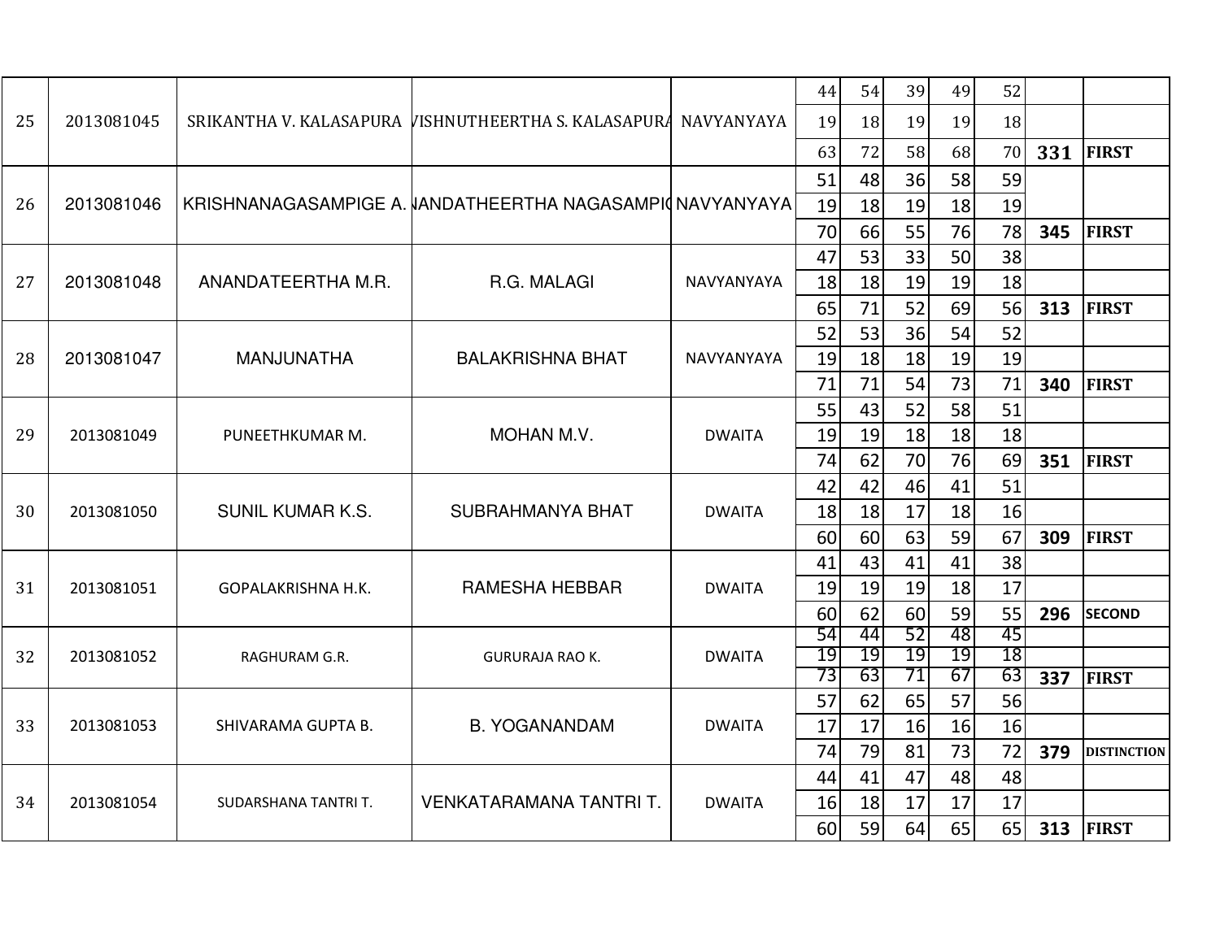| | | | | | | | | | | | |
|---|---|---|---|---|---|---|---|---|---|---|---|
| 25 | 2013081045 | SRIKANTHA V. KALASAPURA | VISHNUTHEERTHA S. KALASAPURA | NAVYANYAYA | 44 | 54 | 39 | 49 | 52 | | |
| | | | | | 19 | 18 | 19 | 19 | 18 | | |
| | | | | | 63 | 72 | 58 | 68 | 70 | **331** | **FIRST** |
| 26 | 2013081046 | KRISHNANAGASAMPIGE A. | NANDATHEERTHA NAGASAMPIG | NAVYANYAYA | 51 | 48 | 36 | 58 | 59 | | |
| | | | | | 19 | 18 | 19 | 18 | 19 | | |
| | | | | | 70 | 66 | 55 | 76 | 78 | **345** | **FIRST** |
| 27 | 2013081048 | ANANDATEERTHA M.R. | R.G. MALAGI | NAVYANYAYA | 47 | 53 | 33 | 50 | 38 | | |
| | | | | | 18 | 18 | 19 | 19 | 18 | | |
| | | | | | 65 | 71 | 52 | 69 | 56 | **313** | **FIRST** |
| 28 | 2013081047 | MANJUNATHA | BALAKRISHNA BHAT | NAVYANYAYA | 52 | 53 | 36 | 54 | 52 | | |
| | | | | | 19 | 18 | 18 | 19 | 19 | | |
| | | | | | 71 | 71 | 54 | 73 | 71 | **340** | **FIRST** |
| 29 | 2013081049 | PUNEETHKUMAR M. | MOHAN M.V. | DWAITA | 55 | 43 | 52 | 58 | 51 | | |
| | | | | | 19 | 19 | 18 | 18 | 18 | | |
| | | | | | 74 | 62 | 70 | 76 | 69 | **351** | **FIRST** |
| 30 | 2013081050 | SUNIL KUMAR K.S. | SUBRAHMANYA BHAT | DWAITA | 42 | 42 | 46 | 41 | 51 | | |
| | | | | | 18 | 18 | 17 | 18 | 16 | | |
| | | | | | 60 | 60 | 63 | 59 | 67 | **309** | **FIRST** |
| 31 | 2013081051 | GOPALAKRISHNA H.K. | RAMESHA HEBBAR | DWAITA | 41 | 43 | 41 | 41 | 38 | | |
| | | | | | 19 | 19 | 19 | 18 | 17 | | |
| | | | | | 60 | 62 | 60 | 59 | 55 | **296** | **SECOND** |
| 32 | 2013081052 | RAGHURAM G.R. | GURURAJA RAO K. | DWAITA | 54 | 44 | 52 | 48 | 45 | | |
| | | | | | 19 | 19 | 19 | 19 | 18 | | |
| | | | | | 73 | 63 | 71 | 67 | 63 | **337** | **FIRST** |
| 33 | 2013081053 | SHIVARAMA GUPTA B. | B. YOGANANDAM | DWAITA | 57 | 62 | 65 | 57 | 56 | | |
| | | | | | 17 | 17 | 16 | 16 | 16 | | |
| | | | | | 74 | 79 | 81 | 73 | 72 | **379** | **DISTINCTION** |
| 34 | 2013081054 | SUDARSHANA TANTRI T. | VENKATARAMANA TANTRI T. | DWAITA | 44 | 41 | 47 | 48 | 48 | | |
| | | | | | 16 | 18 | 17 | 17 | 17 | | |
| | | | | | 60 | 59 | 64 | 65 | 65 | **313** | **FIRST** |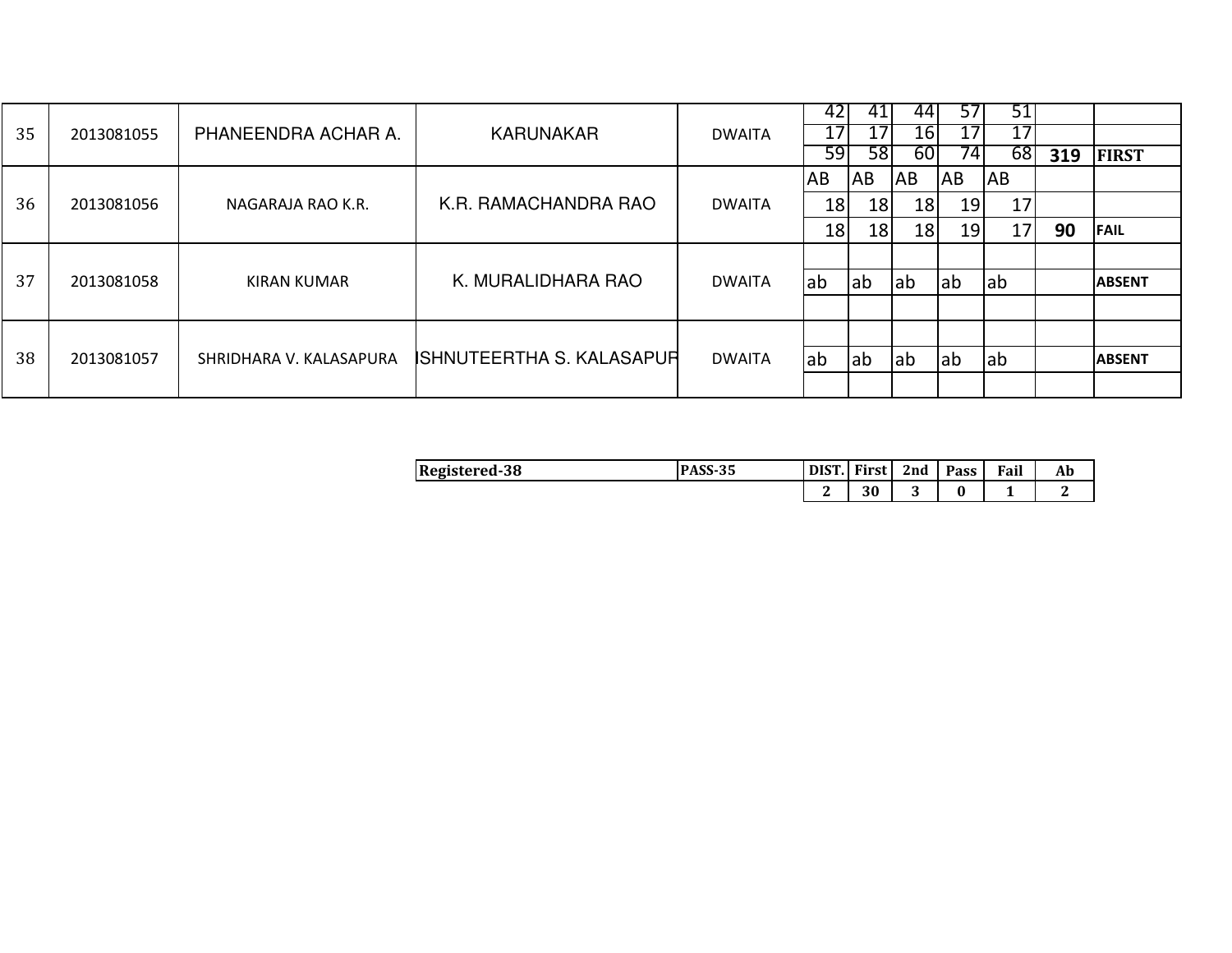| | | | | | | | | | | | |
|---|---|---|---|---|---|---|---|---|---|---|---|
| 35 | 2013081055 | PHANEENDRA ACHAR A. | KARUNAKAR | DWAITA | 42 | 41 | 44 | 57 | 51 | | |
| | | | | | 17 | 17 | 16 | 17 | 17 | | |
| | | | | | 59 | 58 | 60 | 74 | 68 | **319** | **FIRST** |
| 36 | 2013081056 | NAGARAJA RAO K.R. | K.R. RAMACHANDRA RAO | DWAITA | AB | AB | AB | AB | AB | | |
| | | | | | 18 | 18 | 18 | 19 | 17 | | |
| | | | | | 18 | 18 | 18 | 19 | 17 | **90** | **FAIL** |
| 37 | 2013081058 | KIRAN KUMAR | K. MURALIDHARA RAO | DWAITA | | | | | | | |
| | | | | | ab | ab | ab | ab | ab | | **ABSENT** |
| | | | | | | | | | | | |
| 38 | 2013081057 | SHRIDHARA V. KALASAPURA | ISHNUTEERTHA S. KALASAPUR | DWAITA | | | | | | | |
| | | | | | ab | ab | ab | ab | ab | | **ABSENT** |
| | | | | | | | | | | | |

| **Registered-38** | **PASS-35** | **DIST.** | **First** | **2nd** | **Pass** | **Fail** | **Ab** |
|---|---|---|---|---|---|---|---|
| | | **2** | **30** | **3** | **0** | **1** | **2** |